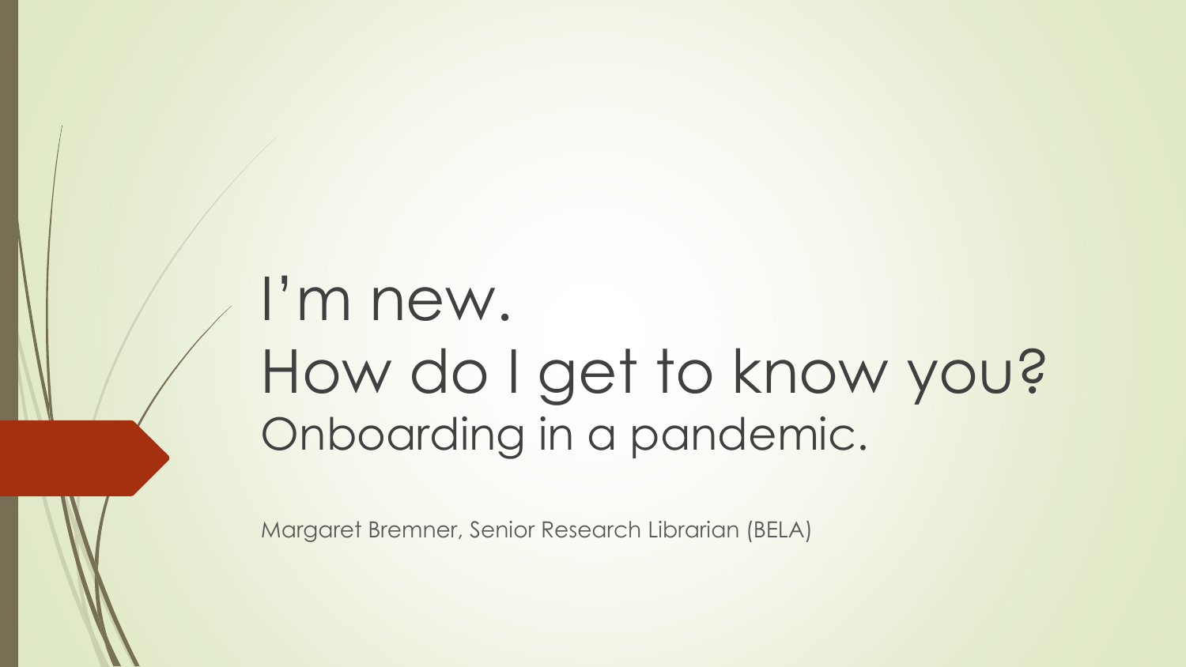# I'm new.
# How do I get to know you?
## Onboarding in a pandemic.

Margaret Bremner, Senior Research Librarian (BELA)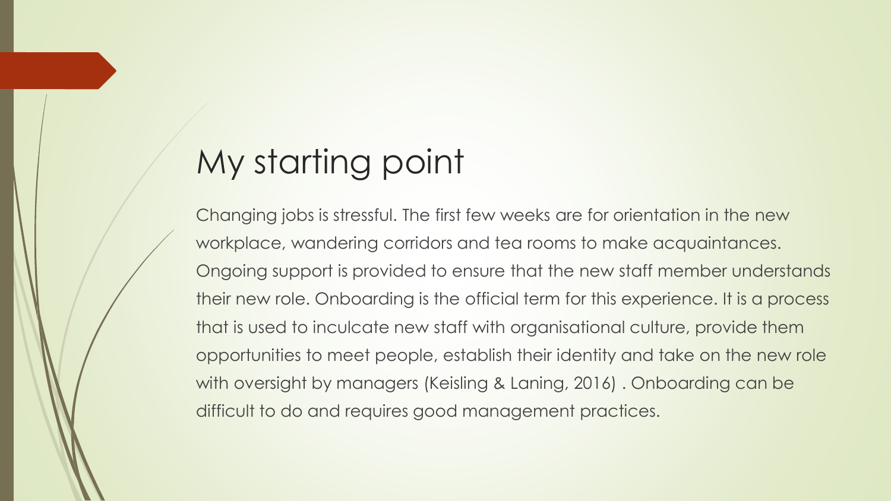# My starting point

Changing jobs is stressful. The first few weeks are for orientation in the new workplace, wandering corridors and tea rooms to make acquaintances. Ongoing support is provided to ensure that the new staff member understands their new role. Onboarding is the official term for this experience. It is a process that is used to inculcate new staff with organisational culture, provide them opportunities to meet people, establish their identity and take on the new role with oversight by managers (Keisling & Laning, 2016) . Onboarding can be difficult to do and requires good management practices.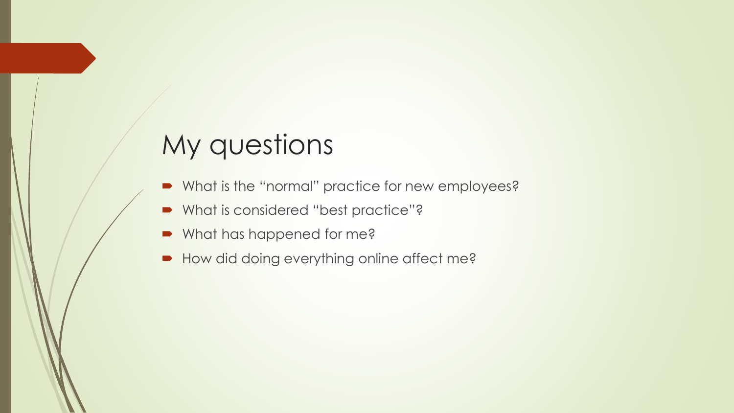# My questions

- What is the "normal" practice for new employees?
- What is considered "best practice"?
- What has happened for me?
- How did doing everything online affect me?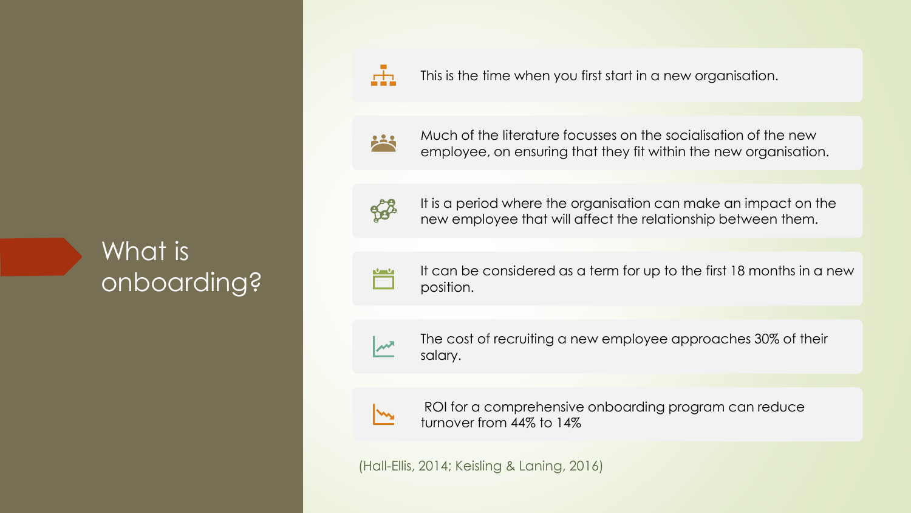# What is onboarding?

- This is the time when you first start in a new organisation.
- Much of the literature focusses on the socialisation of the new employee, on ensuring that they fit within the new organisation.
- It is a period where the organisation can make an impact on the new employee that will affect the relationship between them.
- It can be considered as a term for up to the first 18 months in a new position.
- The cost of recruiting a new employee approaches 30% of their salary.
- ROI for a comprehensive onboarding program can reduce turnover from 44% to 14%

(Hall-Ellis, 2014; Keisling & Laning, 2016)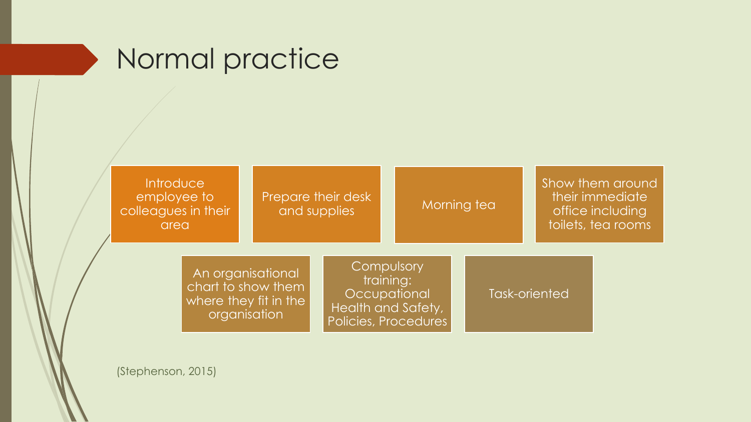# Normal practice

- Introduce employee to colleagues in their area
- Prepare their desk and supplies
- Morning tea
- Show them around their immediate office including toilets, tea rooms
- An organisational chart to show them where they fit in the organisation
- Compulsory training: Occupational Health and Safety, Policies, Procedures
- Task-oriented

(Stephenson, 2015)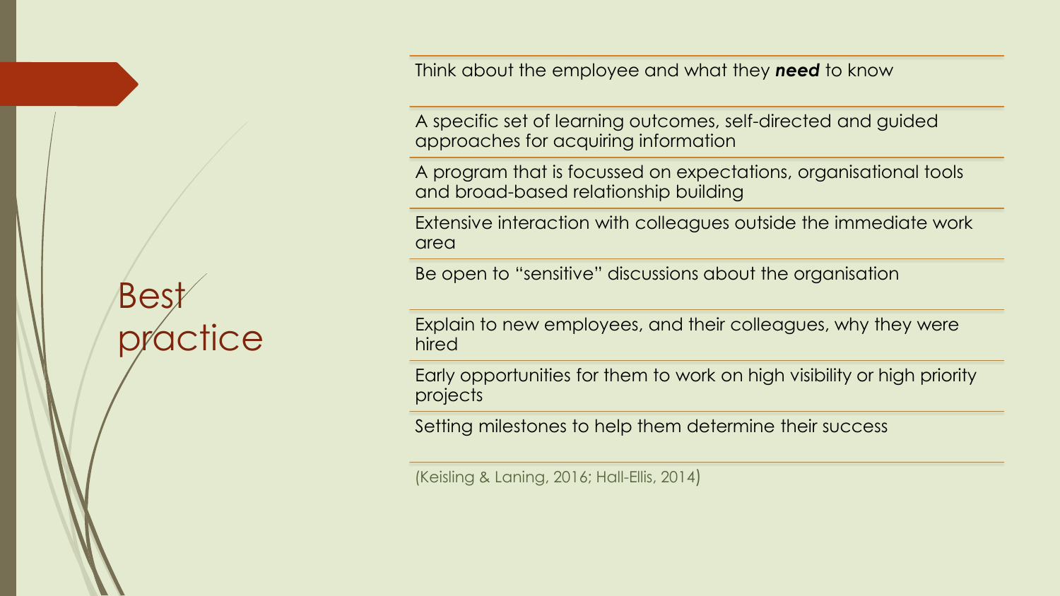# Best practice

- Think about the employee and what they ***need*** to know
- A specific set of learning outcomes, self-directed and guided approaches for acquiring information
- A program that is focussed on expectations, organisational tools and broad-based relationship building
- Extensive interaction with colleagues outside the immediate work area
- Be open to "sensitive" discussions about the organisation
- Explain to new employees, and their colleagues, why they were hired
- Early opportunities for them to work on high visibility or high priority projects
- Setting milestones to help them determine their success

(Keisling & Laning, 2016; Hall-Ellis, 2014)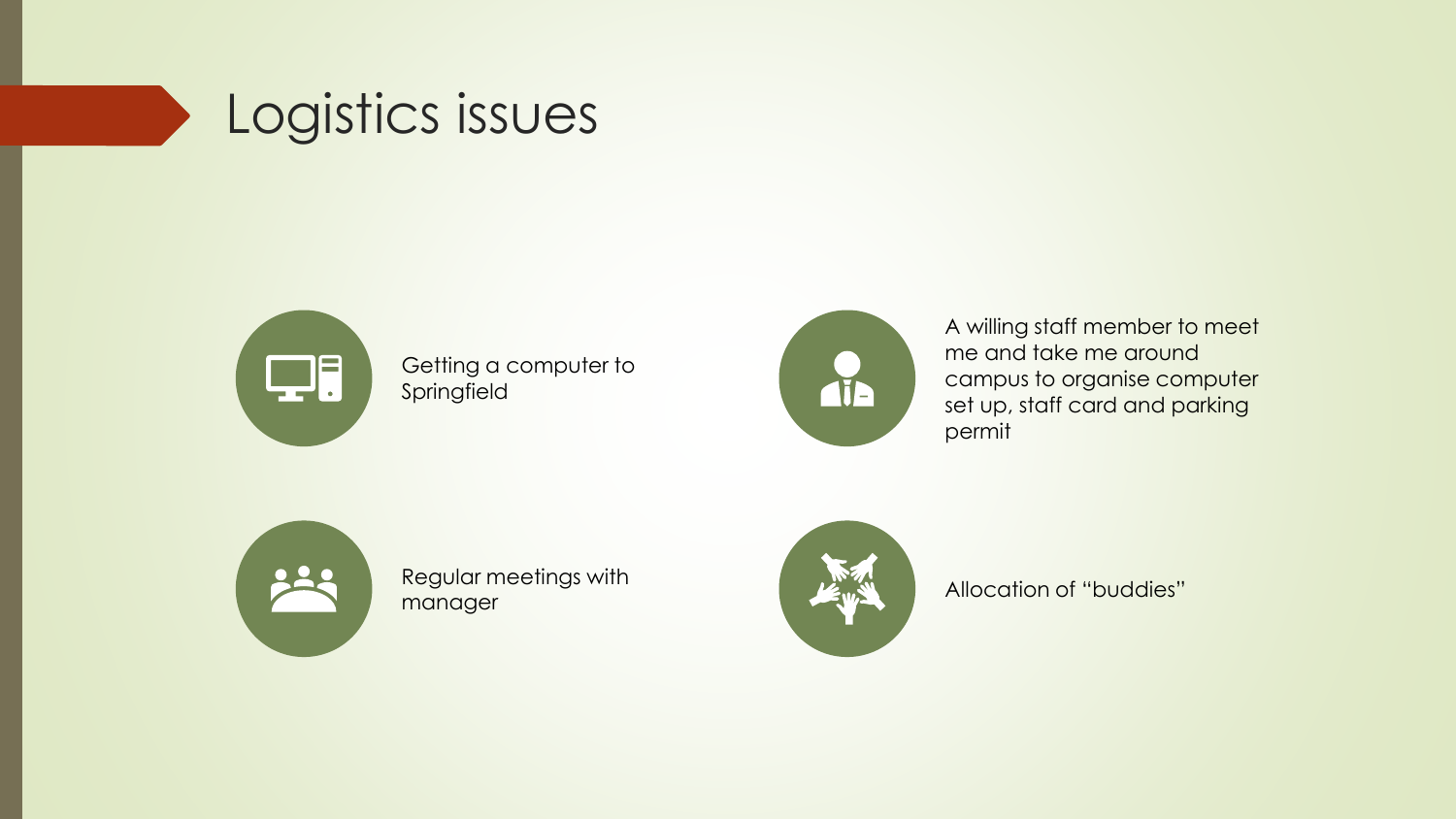# Logistics issues

- Getting a computer to Springfield
- A willing staff member to meet me and take me around campus to organise computer set up, staff card and parking permit
- Regular meetings with manager
- Allocation of "buddies"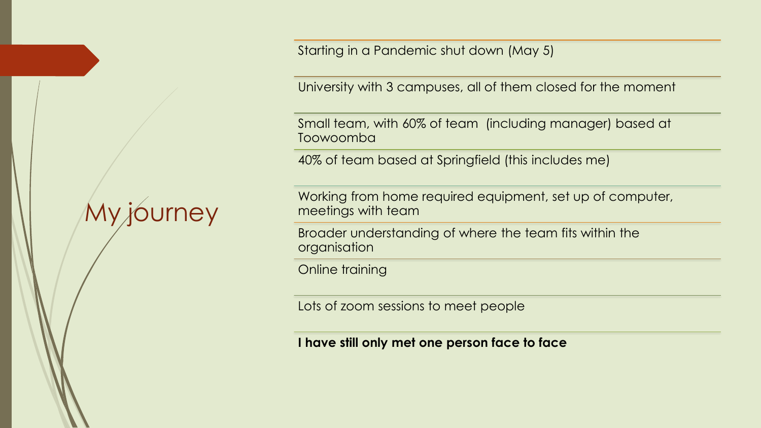# My journey

- Starting in a Pandemic shut down (May 5)
- University with 3 campuses, all of them closed for the moment
- Small team, with 60% of team (including manager) based at Toowoomba
- 40% of team based at Springfield (this includes me)
- Working from home required equipment, set up of computer, meetings with team
- Broader understanding of where the team fits within the organisation
- Online training
- Lots of zoom sessions to meet people
- **I have still only met one person face to face**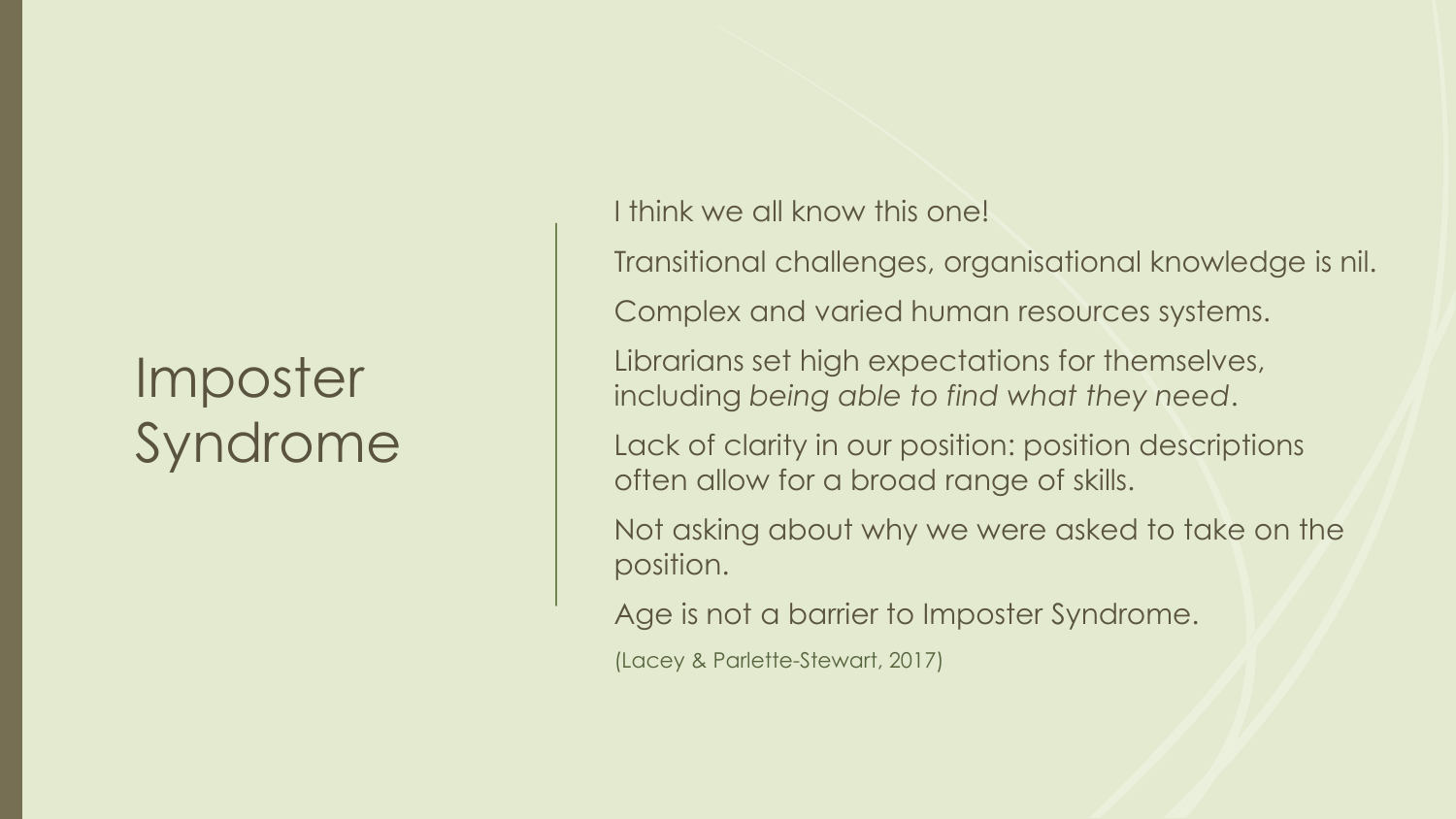# Imposter Syndrome

I think we all know this one!

Transitional challenges, organisational knowledge is nil.

Complex and varied human resources systems.

Librarians set high expectations for themselves, including *being able to find what they need*.

Lack of clarity in our position: position descriptions often allow for a broad range of skills.

Not asking about why we were asked to take on the position.

Age is not a barrier to Imposter Syndrome.

(Lacey & Parlette-Stewart, 2017)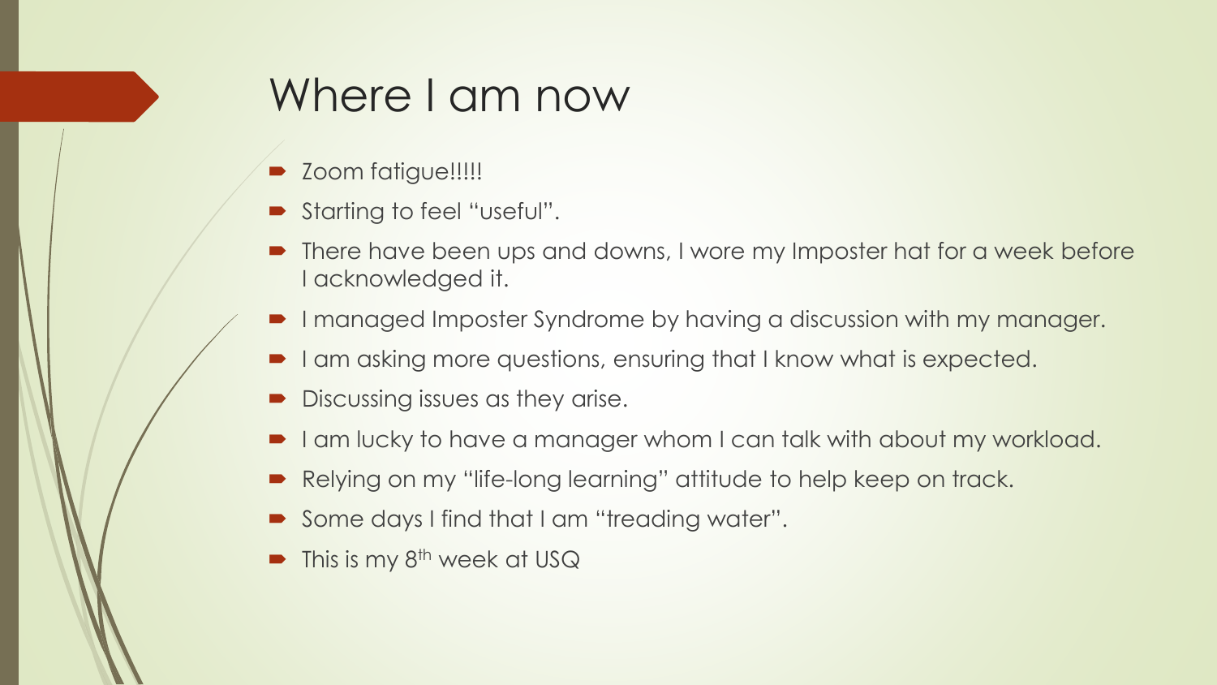# Where I am now

- Zoom fatigue!!!!!
- Starting to feel "useful".
- There have been ups and downs, I wore my Imposter hat for a week before I acknowledged it.
- I managed Imposter Syndrome by having a discussion with my manager.
- I am asking more questions, ensuring that I know what is expected.
- Discussing issues as they arise.
- I am lucky to have a manager whom I can talk with about my workload.
- Relying on my "life-long learning" attitude to help keep on track.
- Some days I find that I am "treading water".
- This is my 8th week at USQ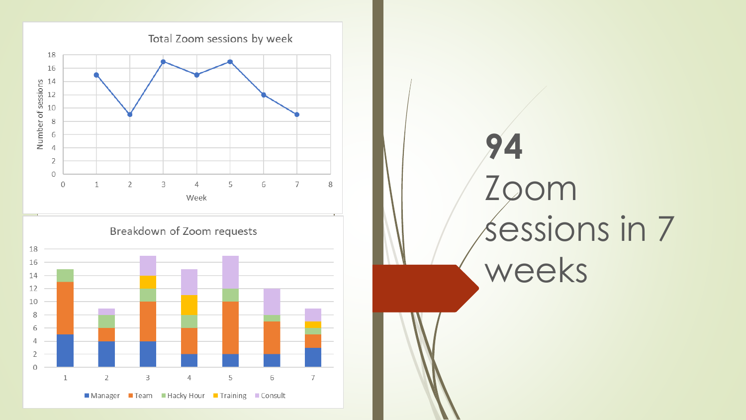Total Zoom sessions by week

Breakdown of Zoom requests

Manager | Team | Hacky Hour | Training | Consult

**94** Zoom sessions in 7 weeks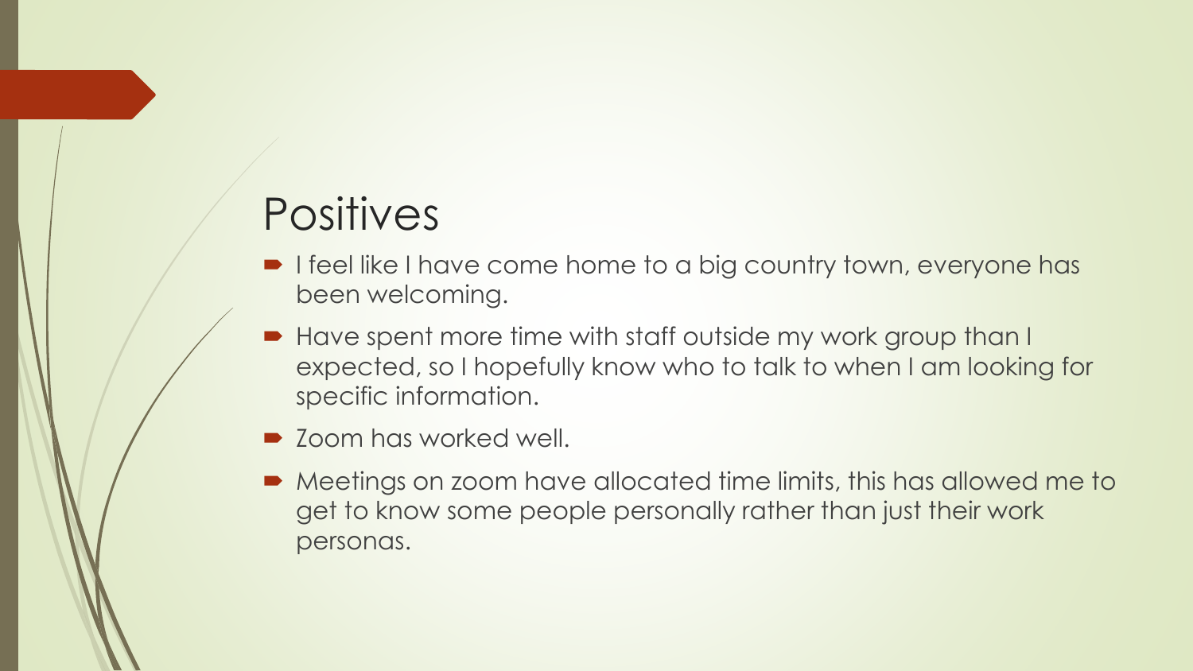# Positives

- I feel like I have come home to a big country town, everyone has been welcoming.
- Have spent more time with staff outside my work group than I expected, so I hopefully know who to talk to when I am looking for specific information.
- Zoom has worked well.
- Meetings on zoom have allocated time limits, this has allowed me to get to know some people personally rather than just their work personas.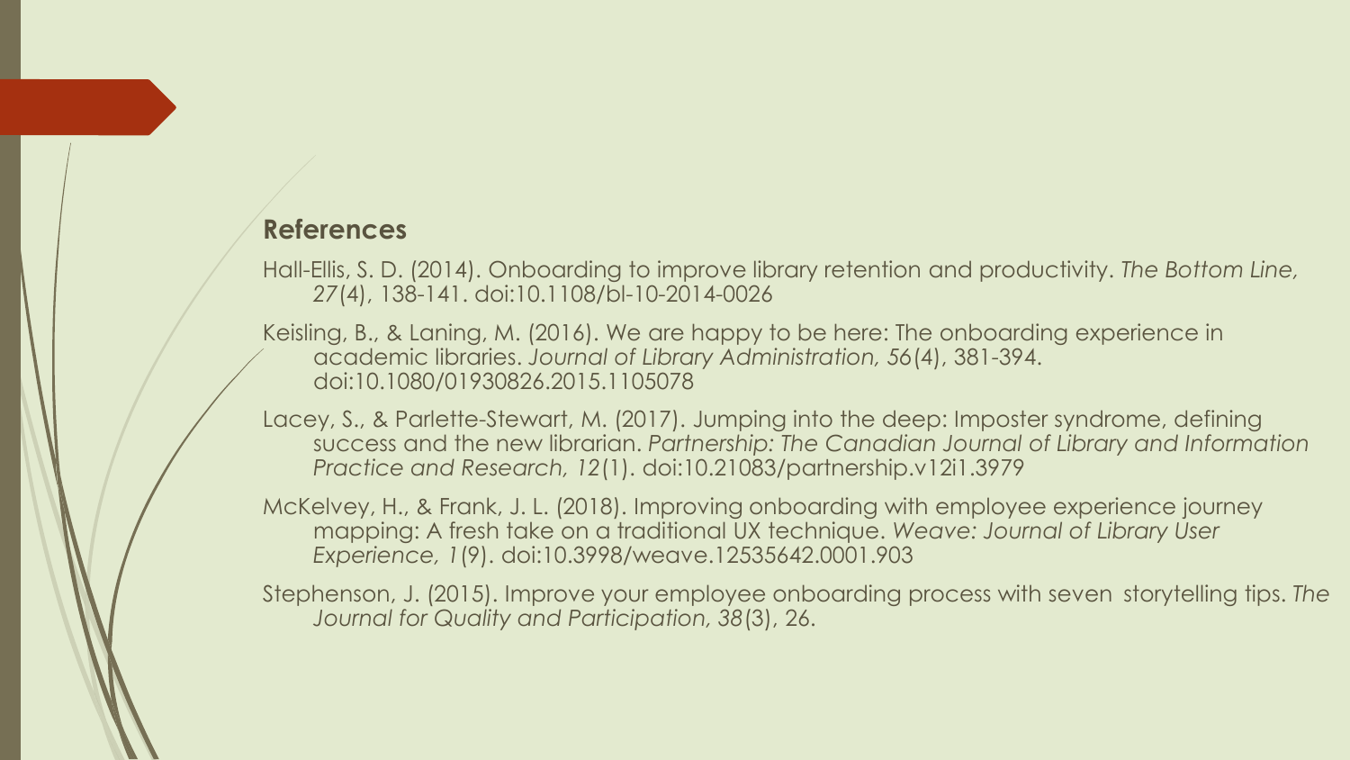## References

Hall-Ellis, S. D. (2014). Onboarding to improve library retention and productivity. *The Bottom Line, 27*(4), 138-141. doi:10.1108/bl-10-2014-0026

Keisling, B., & Laning, M. (2016). We are happy to be here: The onboarding experience in academic libraries. *Journal of Library Administration, 56*(4), 381-394. doi:10.1080/01930826.2015.1105078

Lacey, S., & Parlette-Stewart, M. (2017). Jumping into the deep: Imposter syndrome, defining success and the new librarian. *Partnership: The Canadian Journal of Library and Information Practice and Research, 12*(1). doi:10.21083/partnership.v12i1.3979

McKelvey, H., & Frank, J. L. (2018). Improving onboarding with employee experience journey mapping: A fresh take on a traditional UX technique. *Weave: Journal of Library User Experience, 1*(9). doi:10.3998/weave.12535642.0001.903

Stephenson, J. (2015). Improve your employee onboarding process with seven storytelling tips. *The Journal for Quality and Participation, 38*(3), 26.